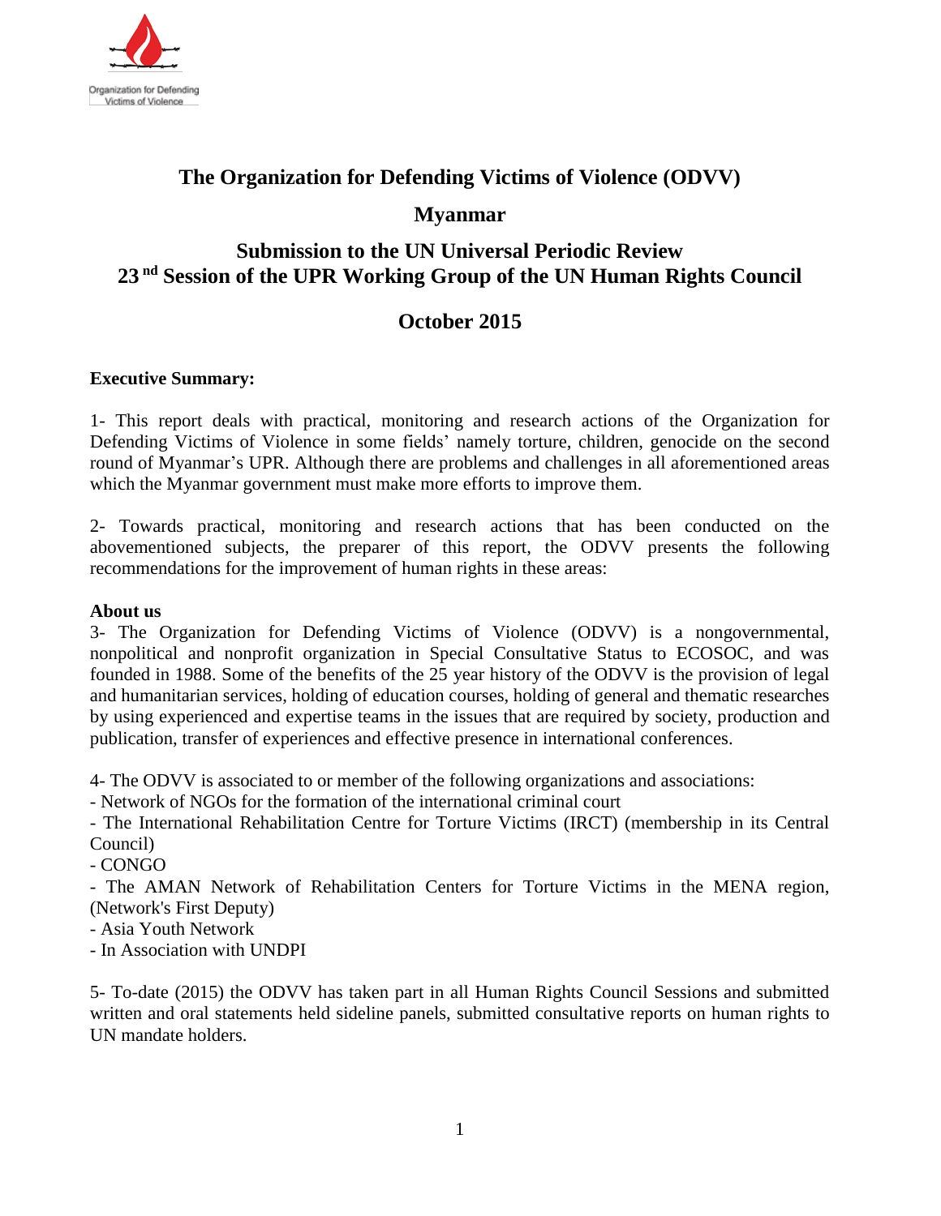Organization for Defending Victims of Violence

# The Organization for Defending Victims of Violence (ODVV)

## Myanmar

## Submission to the UN Universal Periodic Review
## 23nd Session of the UPR Working Group of the UN Human Rights Council

## October 2015

**Executive Summary:**

1- This report deals with practical, monitoring and research actions of the Organization for Defending Victims of Violence in some fields' namely torture, children, genocide on the second round of Myanmar's UPR. Although there are problems and challenges in all aforementioned areas which the Myanmar government must make more efforts to improve them.

2- Towards practical, monitoring and research actions that has been conducted on the abovementioned subjects, the preparer of this report, the ODVV presents the following recommendations for the improvement of human rights in these areas:

**About us**

3- The Organization for Defending Victims of Violence (ODVV) is a nongovernmental, nonpolitical and nonprofit organization in Special Consultative Status to ECOSOC, and was founded in 1988. Some of the benefits of the 25 year history of the ODVV is the provision of legal and humanitarian services, holding of education courses, holding of general and thematic researches by using experienced and expertise teams in the issues that are required by society, production and publication, transfer of experiences and effective presence in international conferences.

4- The ODVV is associated to or member of the following organizations and associations:

- Network of NGOs for the formation of the international criminal court
- The International Rehabilitation Centre for Torture Victims (IRCT) (membership in its Central Council)
- CONGO
- The AMAN Network of Rehabilitation Centers for Torture Victims in the MENA region, (Network's First Deputy)
- Asia Youth Network
- In Association with UNDPI

5- To-date (2015) the ODVV has taken part in all Human Rights Council Sessions and submitted written and oral statements held sideline panels, submitted consultative reports on human rights to UN mandate holders.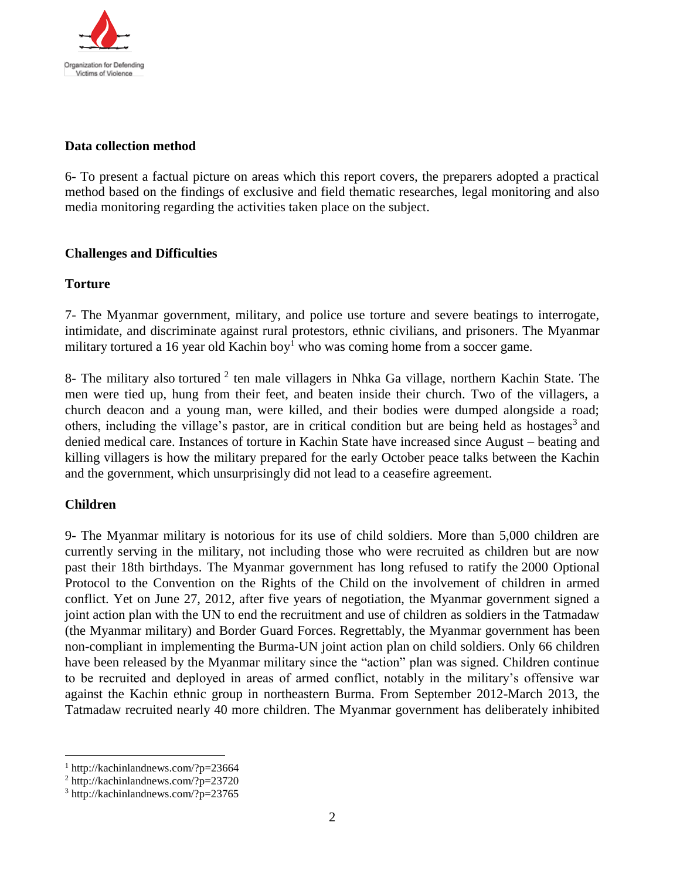**Data collection method**

6- To present a factual picture on areas which this report covers, the preparers adopted a practical method based on the findings of exclusive and field thematic researches, legal monitoring and also media monitoring regarding the activities taken place on the subject.

**Challenges and Difficulties**

**Torture**

7- The Myanmar government, military, and police use torture and severe beatings to interrogate, intimidate, and discriminate against rural protestors, ethnic civilians, and prisoners. The Myanmar military tortured a 16 year old Kachin boy[1] who was coming home from a soccer game.

8- The military also tortured [2] ten male villagers in Nhka Ga village, northern Kachin State. The men were tied up, hung from their feet, and beaten inside their church. Two of the villagers, a church deacon and a young man, were killed, and their bodies were dumped alongside a road; others, including the village's pastor, are in critical condition but are being held as hostages[3] and denied medical care. Instances of torture in Kachin State have increased since August – beating and killing villagers is how the military prepared for the early October peace talks between the Kachin and the government, which unsurprisingly did not lead to a ceasefire agreement.

**Children**

9- The Myanmar military is notorious for its use of child soldiers. More than 5,000 children are currently serving in the military, not including those who were recruited as children but are now past their 18th birthdays. The Myanmar government has long refused to ratify the 2000 Optional Protocol to the Convention on the Rights of the Child on the involvement of children in armed conflict. Yet on June 27, 2012, after five years of negotiation, the Myanmar government signed a joint action plan with the UN to end the recruitment and use of children as soldiers in the Tatmadaw (the Myanmar military) and Border Guard Forces. Regrettably, the Myanmar government has been non-compliant in implementing the Burma-UN joint action plan on child soldiers. Only 66 children have been released by the Myanmar military since the "action" plan was signed. Children continue to be recruited and deployed in areas of armed conflict, notably in the military's offensive war against the Kachin ethnic group in northeastern Burma. From September 2012-March 2013, the Tatmadaw recruited nearly 40 more children. The Myanmar government has deliberately inhibited

---

[1] http://kachinlandnews.com/?p=23664

[2] http://kachinlandnews.com/?p=23720

[3] http://kachinlandnews.com/?p=23765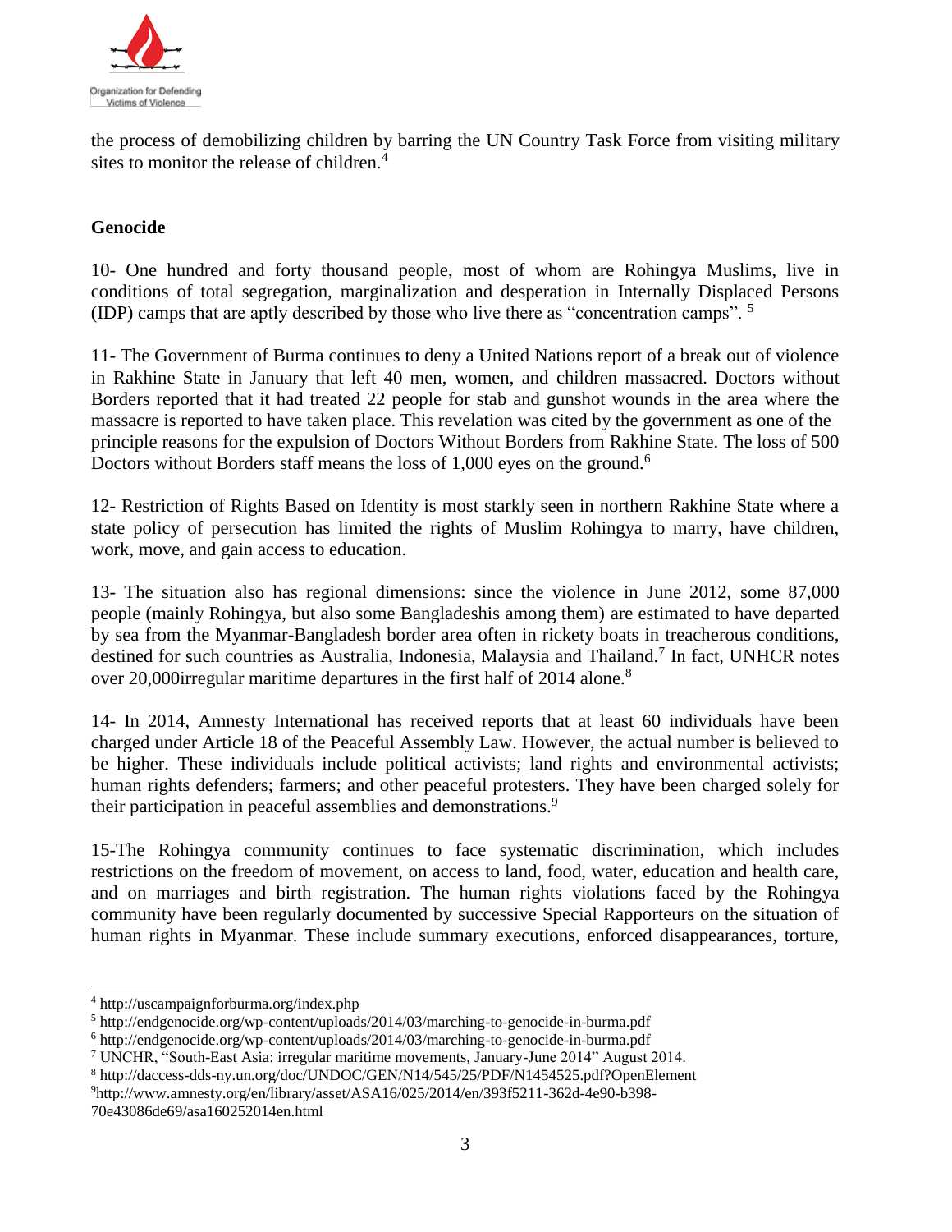the process of demobilizing children by barring the UN Country Task Force from visiting military sites to monitor the release of children.[4]

**Genocide**

10- One hundred and forty thousand people, most of whom are Rohingya Muslims, live in conditions of total segregation, marginalization and desperation in Internally Displaced Persons (IDP) camps that are aptly described by those who live there as "concentration camps". [5]

11- The Government of Burma continues to deny a United Nations report of a break out of violence in Rakhine State in January that left 40 men, women, and children massacred. Doctors without Borders reported that it had treated 22 people for stab and gunshot wounds in the area where the massacre is reported to have taken place. This revelation was cited by the government as one of the principle reasons for the expulsion of Doctors Without Borders from Rakhine State. The loss of 500 Doctors without Borders staff means the loss of 1,000 eyes on the ground.[6]

12- Restriction of Rights Based on Identity is most starkly seen in northern Rakhine State where a state policy of persecution has limited the rights of Muslim Rohingya to marry, have children, work, move, and gain access to education.

13- The situation also has regional dimensions: since the violence in June 2012, some 87,000 people (mainly Rohingya, but also some Bangladeshis among them) are estimated to have departed by sea from the Myanmar-Bangladesh border area often in rickety boats in treacherous conditions, destined for such countries as Australia, Indonesia, Malaysia and Thailand.[7] In fact, UNHCR notes over 20,000irregular maritime departures in the first half of 2014 alone.[8]

14- In 2014, Amnesty International has received reports that at least 60 individuals have been charged under Article 18 of the Peaceful Assembly Law. However, the actual number is believed to be higher. These individuals include political activists; land rights and environmental activists; human rights defenders; farmers; and other peaceful protesters. They have been charged solely for their participation in peaceful assemblies and demonstrations.[9]

15-The Rohingya community continues to face systematic discrimination, which includes restrictions on the freedom of movement, on access to land, food, water, education and health care, and on marriages and birth registration. The human rights violations faced by the Rohingya community have been regularly documented by successive Special Rapporteurs on the situation of human rights in Myanmar. These include summary executions, enforced disappearances, torture,

---

[4] http://uscampaignforburma.org/index.php

[5] http://endgenocide.org/wp-content/uploads/2014/03/marching-to-genocide-in-burma.pdf

[6] http://endgenocide.org/wp-content/uploads/2014/03/marching-to-genocide-in-burma.pdf

[7] UNCHR, "South-East Asia: irregular maritime movements, January-June 2014" August 2014.

[8] http://daccess-dds-ny.un.org/doc/UNDOC/GEN/N14/545/25/PDF/N1454525.pdf?OpenElement

[9] http://www.amnesty.org/en/library/asset/ASA16/025/2014/en/393f5211-362d-4e90-b398-70e43086de69/asa160252014en.html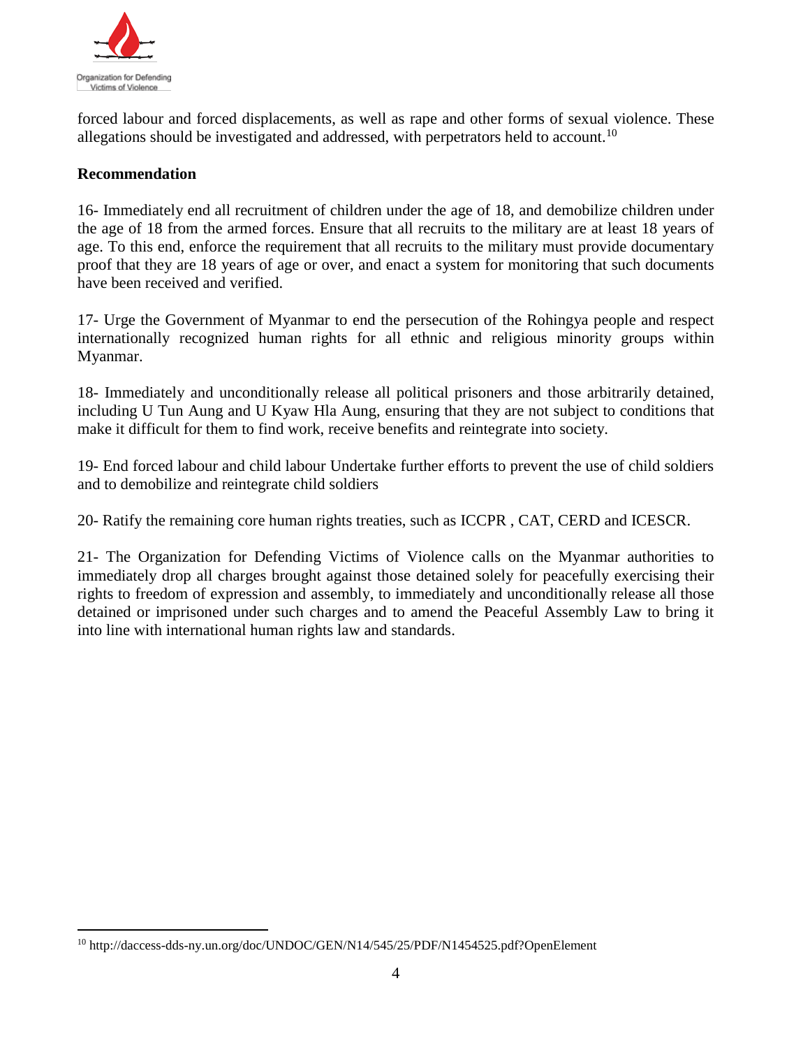forced labour and forced displacements, as well as rape and other forms of sexual violence. These allegations should be investigated and addressed, with perpetrators held to account.[10]

**Recommendation**

16- Immediately end all recruitment of children under the age of 18, and demobilize children under the age of 18 from the armed forces. Ensure that all recruits to the military are at least 18 years of age. To this end, enforce the requirement that all recruits to the military must provide documentary proof that they are 18 years of age or over, and enact a system for monitoring that such documents have been received and verified.

17- Urge the Government of Myanmar to end the persecution of the Rohingya people and respect internationally recognized human rights for all ethnic and religious minority groups within Myanmar.

18- Immediately and unconditionally release all political prisoners and those arbitrarily detained, including U Tun Aung and U Kyaw Hla Aung, ensuring that they are not subject to conditions that make it difficult for them to find work, receive benefits and reintegrate into society.

19- End forced labour and child labour Undertake further efforts to prevent the use of child soldiers and to demobilize and reintegrate child soldiers

20- Ratify the remaining core human rights treaties, such as ICCPR , CAT, CERD and ICESCR.

21- The Organization for Defending Victims of Violence calls on the Myanmar authorities to immediately drop all charges brought against those detained solely for peacefully exercising their rights to freedom of expression and assembly, to immediately and unconditionally release all those detained or imprisoned under such charges and to amend the Peaceful Assembly Law to bring it into line with international human rights law and standards.

---

[10] http://daccess-dds-ny.un.org/doc/UNDOC/GEN/N14/545/25/PDF/N1454525.pdf?OpenElement